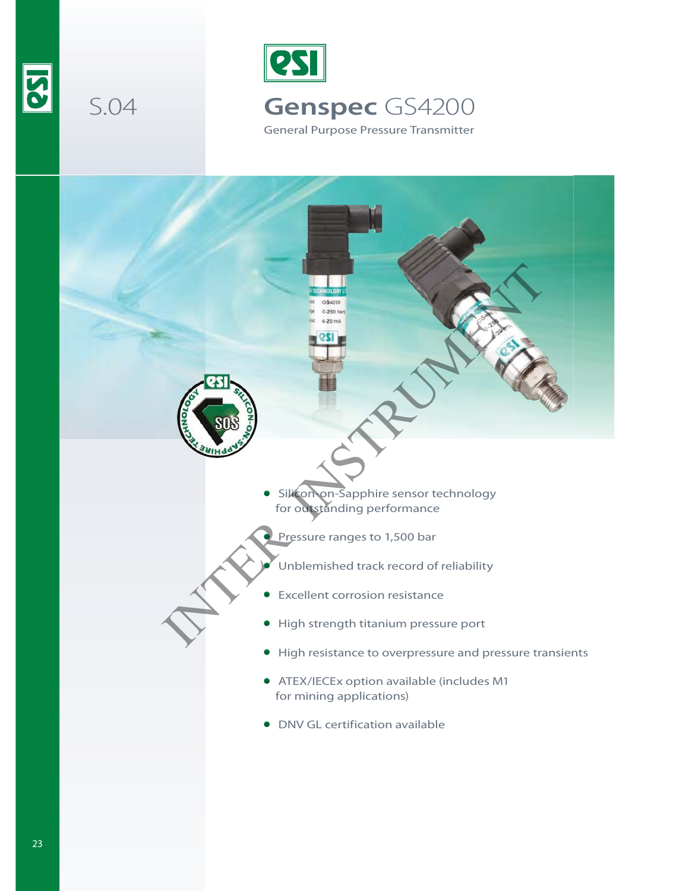S.04

# Genspec GS4200

General Purpose Pressure Transmitter

- Silicon-on-Sapphire sensor technology for outstanding performance
- Pressure ranges to 1,500 bar
- Unblemished track record of reliability
- Excellent corrosion resistance
- High strength titanium pressure port
- High resistance to overpressure and pressure transients
- ATEX/IECEx option available (includes M1 for mining applications)
- DNV GL certification available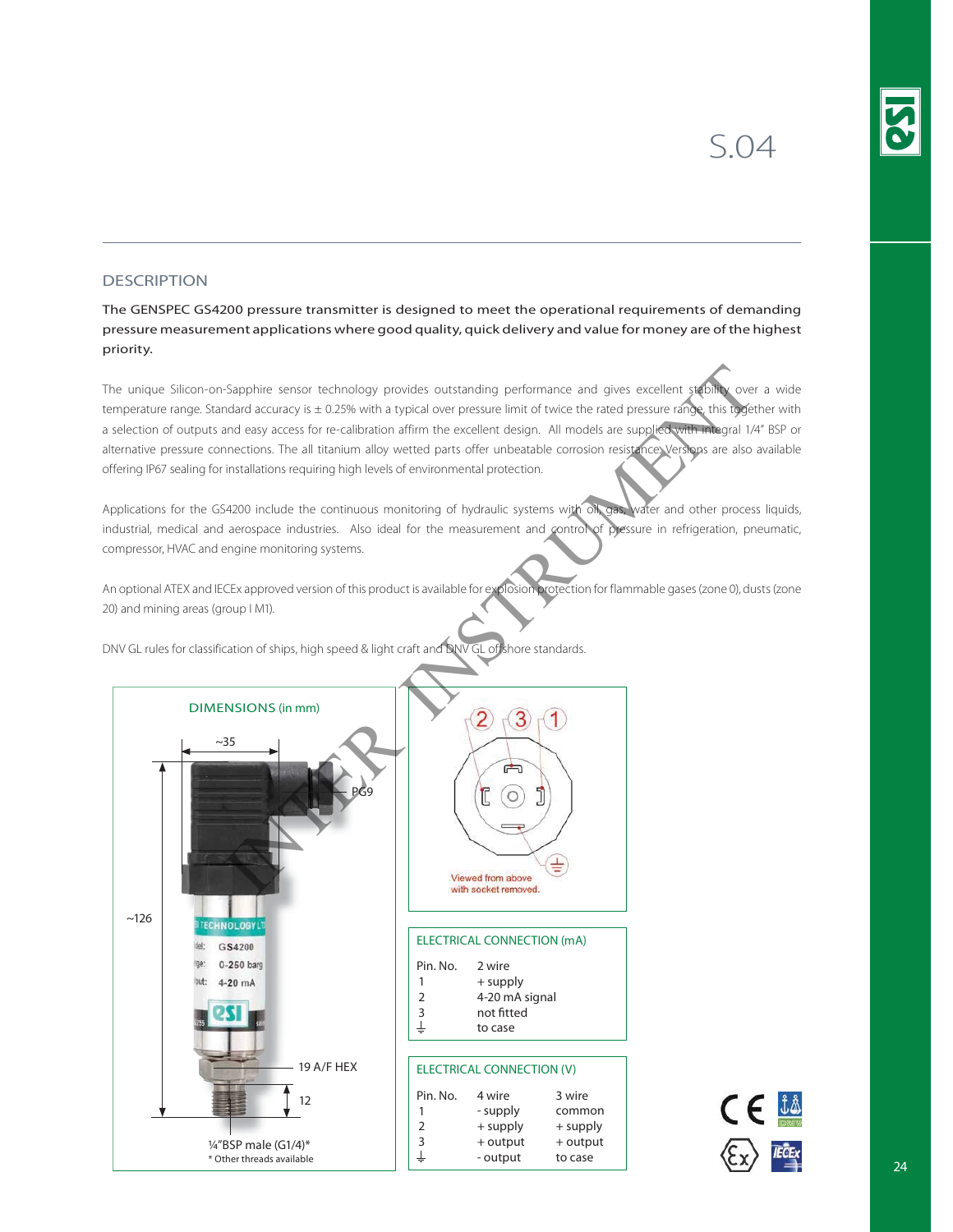S.04

## DESCRIPTION

**The GENSPEC GS4200 pressure transmitter is designed to meet the operational requirements of demanding pressure measurement applications where good quality, quick delivery and value for money are of the highest priority.**

The unique Silicon-on-Sapphire sensor technology provides outstanding performance and gives excellent stability over a wide temperature range. Standard accuracy is ± 0.25% with a typical over pressure limit of twice the rated pressure range, this together with a selection of outputs and easy access for re-calibration affirm the excellent design. All models are supplied with integral 1/4" BSP or alternative pressure connections. The all titanium alloy wetted parts offer unbeatable corrosion resistance. Versions are also available offering IP67 sealing for installations requiring high levels of environmental protection.

Applications for the GS4200 include the continuous monitoring of hydraulic systems with oil, gas, water and other process liquids, industrial, medical and aerospace industries. Also ideal for the measurement and control of pressure in refrigeration, pneumatic, compressor, HVAC and engine monitoring systems.

An optional ATEX and IECEx approved version of this product is available for explosion protection for flammable gases (zone 0), dusts (zone 20) and mining areas (group I M1).

DNV GL rules for classification of ships, high speed & light craft and DNV GL offshore standards.

### DIMENSIONS (in mm)

~35

PG9

~126

19 A/F HEX

12

¼"BSP male (G1/4)*

* Other threads available

Viewed from above with socket removed.

### ELECTRICAL CONNECTION (mA)

| Pin. No. | 2 wire |
|---|---|
| 1 | + supply |
| 2 | 4-20 mA signal |
| 3 | not fitted |
| ⏚ | to case |

### ELECTRICAL CONNECTION (V)

| Pin. No. | 4 wire | 3 wire |
|---|---|---|
| 1 | - supply | common |
| 2 | + supply | + supply |
| 3 | + output | + output |
| ⏚ | - output | to case |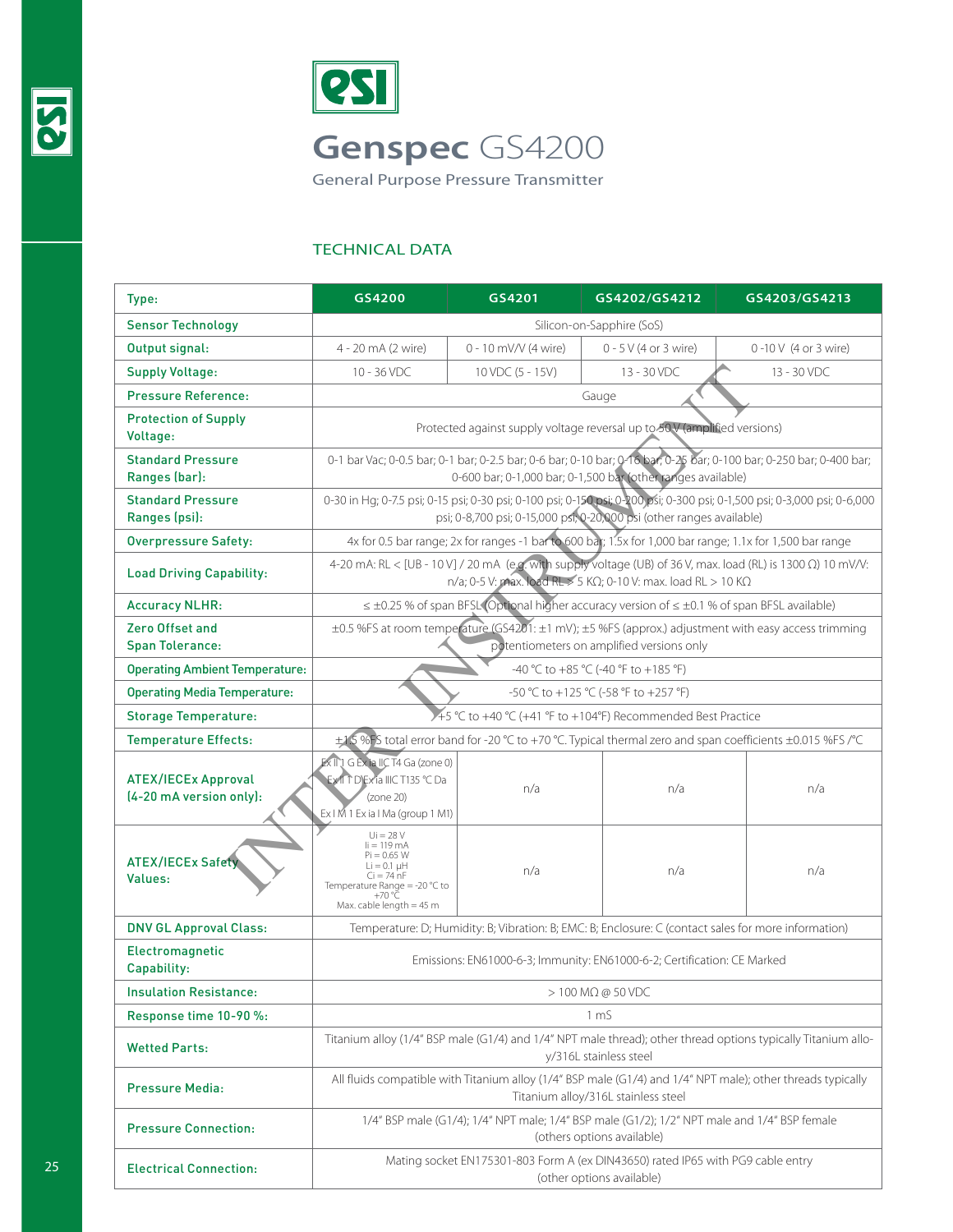# Genspec GS4200

General Purpose Pressure Transmitter

## TECHNICAL DATA

| Type: | GS4200 | GS4201 | GS4202/GS4212 | GS4203/GS4213 |
|---|---|---|---|---|
| Sensor Technology | Silicon-on-Sapphire (SoS) | | | |
| Output signal: | 4 - 20 mA (2 wire) | 0 - 10 mV/V (4 wire) | 0 - 5 V (4 or 3 wire) | 0 -10 V (4 or 3 wire) |
| Supply Voltage: | 10 - 36 VDC | 10 VDC (5 - 15V) | 13 - 30 VDC | 13 - 30 VDC |
| Pressure Reference: | Gauge | | | |
| Protection of Supply Voltage: | Protected against supply voltage reversal up to 50 V (amplified versions) | | | |
| Standard Pressure Ranges (bar): | 0-1 bar Vac; 0-0.5 bar; 0-1 bar; 0-2.5 bar; 0-6 bar; 0-10 bar; 0-16 bar; 0-25 bar; 0-100 bar; 0-250 bar; 0-400 bar; 0-600 bar; 0-1,000 bar; 0-1,500 bar (other ranges available) | | | |
| Standard Pressure Ranges (psi): | 0-30 in Hg; 0-7.5 psi; 0-15 psi; 0-30 psi; 0-100 psi; 0-150 psi; 0-200 psi; 0-300 psi; 0-1,500 psi; 0-3,000 psi; 0-6,000 psi; 0-8,700 psi; 0-15,000 psi; 0-20,000 psi (other ranges available) | | | |
| Overpressure Safety: | 4x for 0.5 bar range; 2x for ranges -1 bar to 600 bar; 1.5x for 1,000 bar range; 1.1x for 1,500 bar range | | | |
| Load Driving Capability: | 4-20 mA: RL < [UB - 10 V] / 20 mA (e.g. with supply voltage (UB) of 36 V, max. load (RL) is 1300 Ω) 10 mV/V: n/a; 0-5 V: max. load RL > 5 KΩ; 0-10 V: max. load RL > 10 KΩ | | | |
| Accuracy NLHR: | ≤ ±0.25 % of span BFSL (Optional higher accuracy version of ≤ ±0.1 % of span BFSL available) | | | |
| Zero Offset and Span Tolerance: | ±0.5 %FS at room temperature (GS4201: ±1 mV); ±5 %FS (approx.) adjustment with easy access trimming potentiometers on amplified versions only | | | |
| Operating Ambient Temperature: | -40 °C to +85 °C (-40 °F to +185 °F) | | | |
| Operating Media Temperature: | -50 °C to +125 °C (-58 °F to +257 °F) | | | |
| Storage Temperature: | +5 °C to +40 °C (+41 °F to +104°F) Recommended Best Practice | | | |
| Temperature Effects: | ±1.5 %FS total error band for -20 °C to +70 °C. Typical thermal zero and span coefficients ±0.015 %FS /°C | | | |
| ATEX/IECEx Approval (4-20 mA version only): | Ex II 1 G Ex ia IIC T4 Ga (zone 0) Ex II 1 D Ex ia IIIC T135 °C Da (zone 20) Ex I M 1 Ex ia I Ma (group 1 M1) | n/a | n/a | n/a |
| ATEX/IECEx Safety Values: | Ui = 28 V Ii = 119 mA Pi = 0.65 W Li = 0.1 μH Ci = 74 nF Temperature Range = -20 °C to +70 °C Max. cable length = 45 m | n/a | n/a | n/a |
| DNV GL Approval Class: | Temperature: D; Humidity: B; Vibration: B; EMC: B; Enclosure: C (contact sales for more information) | | | |
| Electromagnetic Capability: | Emissions: EN61000-6-3; Immunity: EN61000-6-2; Certification: CE Marked | | | |
| Insulation Resistance: | > 100 MΩ @ 50 VDC | | | |
| Response time 10-90 %: | 1 mS | | | |
| Wetted Parts: | Titanium alloy (1/4" BSP male (G1/4) and 1/4" NPT male thread); other thread options typically Titanium alloy/316L stainless steel | | | |
| Pressure Media: | All fluids compatible with Titanium alloy (1/4" BSP male (G1/4) and 1/4" NPT male); other threads typically Titanium alloy/316L stainless steel | | | |
| Pressure Connection: | 1/4" BSP male (G1/4); 1/4" NPT male; 1/4" BSP male (G1/2); 1/2" NPT male and 1/4" BSP female (others options available) | | | |
| Electrical Connection: | Mating socket EN175301-803 Form A (ex DIN43650) rated IP65 with PG9 cable entry (other options available) | | | |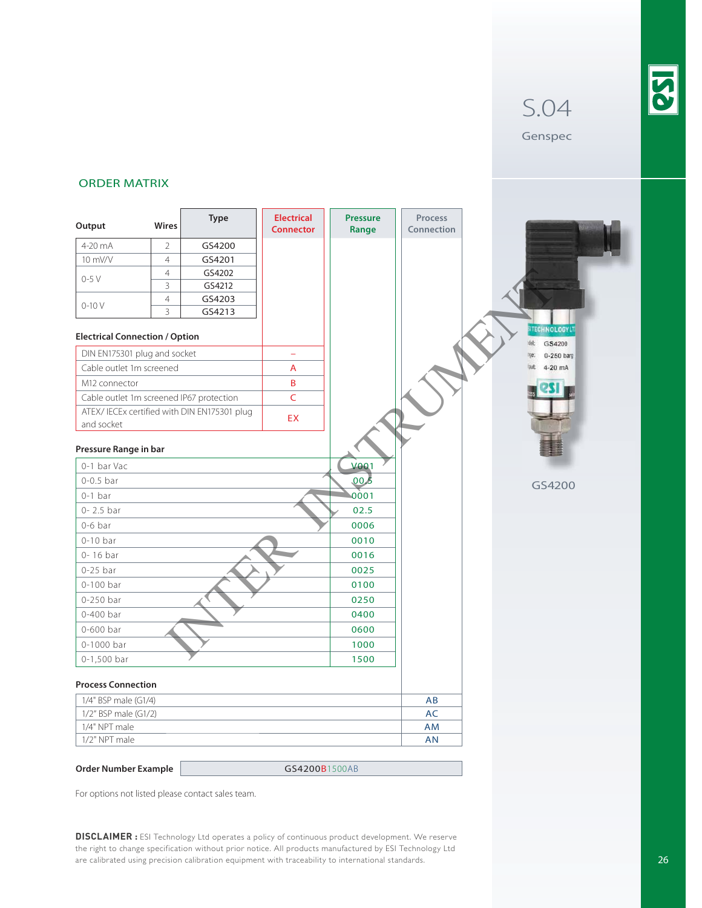S.04

Genspec

## ORDER MATRIX

| Output | Wires | Type |
|---|---|---|
| 4-20 mA | 2 | GS4200 |
| 10 mV/V | 4 | GS4201 |
| 0-5 V | 4 | GS4202 |
| | 3 | GS4212 |
| 0-10 V | 4 | GS4203 |
| | 3 | GS4213 |

**Electrical Connection / Option**

| Electrical Connection / Option | Electrical Connector |
|---|---|
| DIN EN175301 plug and socket | – |
| Cable outlet 1m screened | A |
| M12 connector | B |
| Cable outlet 1m screened IP67 protection | C |
| ATEX/ IECEx certified with DIN EN175301 plug and socket | EX |

**Pressure Range in bar**

| Pressure Range in bar | Pressure Range |
|---|---|
| 0-1 bar Vac | V001 |
| 0-0.5 bar | 00.5 |
| 0-1 bar | 0001 |
| 0- 2.5 bar | 02.5 |
| 0-6 bar | 0006 |
| 0-10 bar | 0010 |
| 0- 16 bar | 0016 |
| 0-25 bar | 0025 |
| 0-100 bar | 0100 |
| 0-250 bar | 0250 |
| 0-400 bar | 0400 |
| 0-600 bar | 0600 |
| 0-1000 bar | 1000 |
| 0-1,500 bar | 1500 |

**Process Connection**

| Process Connection | Process Connection |
|---|---|
| 1/4" BSP male (G1/4) | AB |
| 1/2" BSP male (G1/2) | AC |
| 1/4" NPT male | AM |
| 1/2" NPT male | AN |

**Order Number Example** GS4200B1500AB

For options not listed please contact sales team.

GS4200

**DISCLAIMER :** ESI Technology Ltd operates a policy of continuous product development. We reserve the right to change specification without prior notice. All products manufactured by ESI Technology Ltd are calibrated using precision calibration equipment with traceability to international standards.